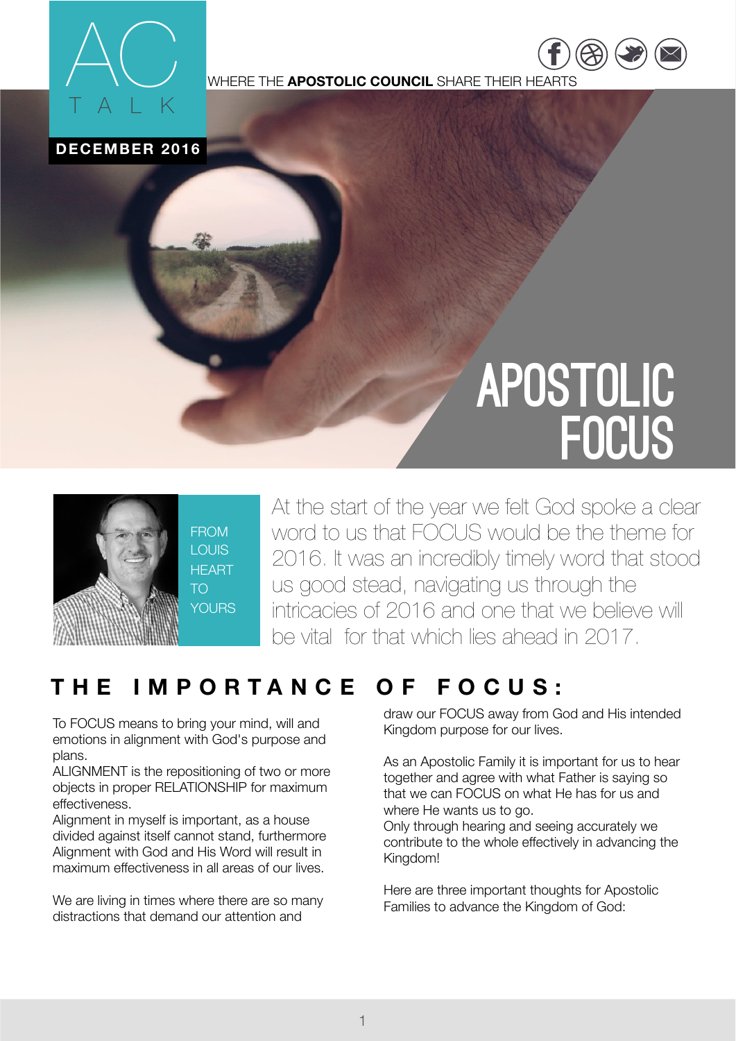# AC TALK

WHERE THE **APOSTOLIC COUNCIL** SHARE THEIR HEARTS

**DECEMBER 2016**

# APOSTOLIC FOCUS

FROM LOUIS HEART TO YOURS

At the start of the year we felt God spoke a clear word to us that FOCUS would be the theme for 2016. It was an incredibly timely word that stood us good stead, navigating us through the intricacies of 2016 and one that we believe will be vital for that which lies ahead in 2017.

## THE IMPORTANCE OF FOCUS:

To FOCUS means to bring your mind, will and emotions in alignment with God's purpose and plans.
ALIGNMENT is the repositioning of two or more objects in proper RELATIONSHIP for maximum effectiveness.
Alignment in myself is important, as a house divided against itself cannot stand, furthermore Alignment with God and His Word will result in maximum effectiveness in all areas of our lives.

We are living in times where there are so many distractions that demand our attention and draw our FOCUS away from God and His intended Kingdom purpose for our lives.

As an Apostolic Family it is important for us to hear together and agree with what Father is saying so that we can FOCUS on what He has for us and where He wants us to go.
Only through hearing and seeing accurately we contribute to the whole effectively in advancing the Kingdom!

Here are three important thoughts for Apostolic Families to advance the Kingdom of God: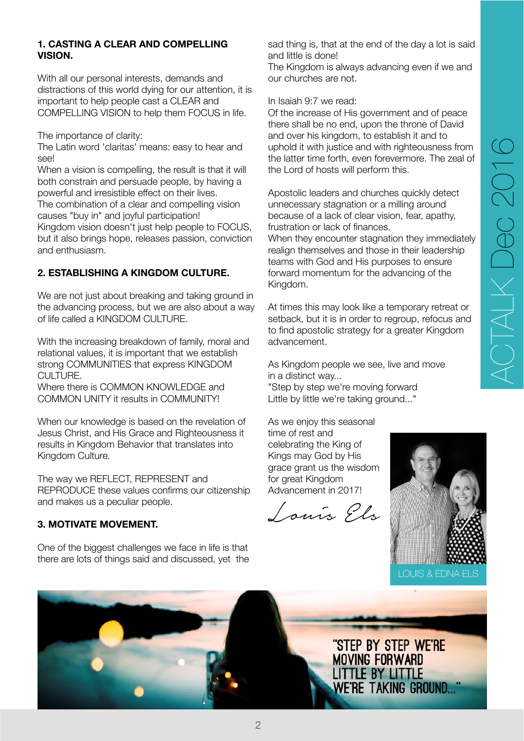## 1. CASTING A CLEAR AND COMPELLING VISION.

With all our personal interests, demands and distractions of this world dying for our attention, it is important to help people cast a CLEAR and COMPELLING VISION to help them FOCUS in life.

The importance of clarity:
The Latin word 'claritas' means: easy to hear and see!
When a vision is compelling, the result is that it will both constrain and persuade people, by having a powerful and irresistible effect on their lives.
The combination of a clear and compelling vision causes "buy in" and joyful participation!
Kingdom vision doesn't just help people to FOCUS, but it also brings hope, releases passion, conviction and enthusiasm.

## 2. ESTABLISHING A KINGDOM CULTURE.

We are not just about breaking and taking ground in the advancing process, but we are also about a way of life called a KINGDOM CULTURE.

With the increasing breakdown of family, moral and relational values, it is important that we establish strong COMMUNITIES that express KINGDOM CULTURE.
Where there is COMMON KNOWLEDGE and COMMON UNITY it results in COMMUNITY!

When our knowledge is based on the revelation of Jesus Christ, and His Grace and Righteousness it results in Kingdom Behavior that translates into Kingdom Culture.

The way we REFLECT, REPRESENT and REPRODUCE these values confirms our citizenship and makes us a peculiar people.

## 3. MOTIVATE MOVEMENT.

One of the biggest challenges we face in life is that there are lots of things said and discussed, yet the sad thing is, that at the end of the day a lot is said and little is done!
The Kingdom is always advancing even if we and our churches are not.

In Isaiah 9:7 we read:
Of the increase of His government and of peace there shall be no end, upon the throne of David and over his kingdom, to establish it and to uphold it with justice and with righteousness from the latter time forth, even forevermore. The zeal of the Lord of hosts will perform this.

Apostolic leaders and churches quickly detect unnecessary stagnation or a milling around because of a lack of clear vision, fear, apathy, frustration or lack of finances.
When they encounter stagnation they immediately realign themselves and those in their leadership teams with God and His purposes to ensure forward momentum for the advancing of the Kingdom.

At times this may look like a temporary retreat or setback, but it is in order to regroup, refocus and to find apostolic strategy for a greater Kingdom advancement.

As Kingdom people we see, live and move in a distinct way...
"Step by step we're moving forward
Little by little we're taking ground..."

As we enjoy this seasonal time of rest and celebrating the King of Kings may God by His grace grant us the wisdom for great Kingdom Advancement in 2017!

*Louis Els*

LOUIS & EDNA ELS

"STEP BY STEP WE'RE MOVING FORWARD LITTLE BY LITTLE WE'RE TAKING GROUND..."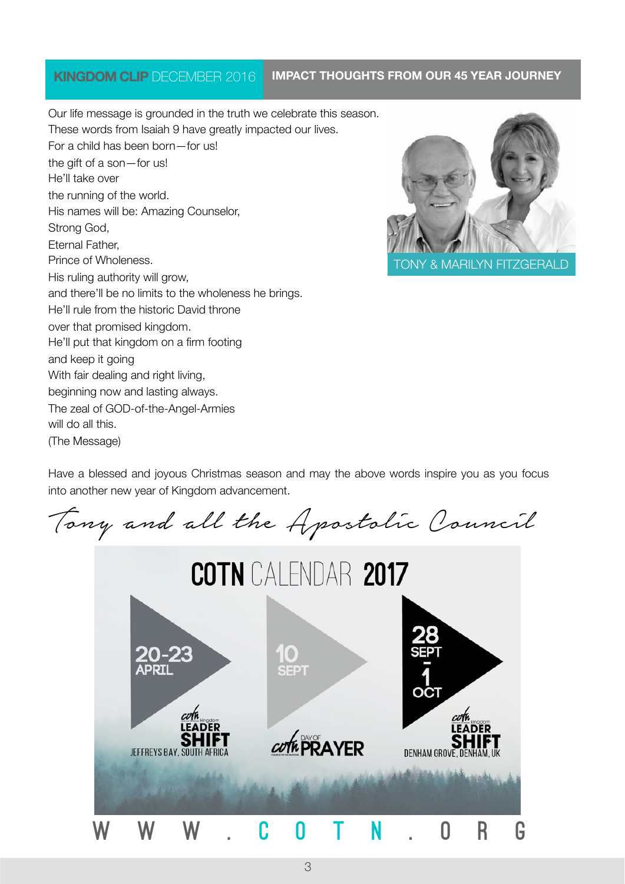**KINGDOM CLIP** DECEMBER 2016

## IMPACT THOUGHTS FROM OUR 45 YEAR JOURNEY

Our life message is grounded in the truth we celebrate this season.
These words from Isaiah 9 have greatly impacted our lives.
For a child has been born—for us!
the gift of a son—for us!
He'll take over
the running of the world.
His names will be: Amazing Counselor,
Strong God,
Eternal Father,
Prince of Wholeness.
His ruling authority will grow,
and there'll be no limits to the wholeness he brings.
He'll rule from the historic David throne
over that promised kingdom.
He'll put that kingdom on a firm footing
and keep it going
With fair dealing and right living,
beginning now and lasting always.
The zeal of GOD-of-the-Angel-Armies
will do all this.
(The Message)

TONY & MARILYN FITZGERALD

Have a blessed and joyous Christmas season and may the above words inspire you as you focus into another new year of Kingdom advancement.

*Tony and all the Apostolic Council*

## COTN CALENDAR 2017

**20-23 APRIL** – cotn kingdom LEADER SHIFT – JEFFREYS BAY, SOUTH AFRICA

**10 SEPT** – cotn DAY OF PRAYER

**28 SEPT – 1 OCT** – cotn kingdom LEADER SHIFT – DENHAM GROVE, DENHAM, UK

WWW.COTN.ORG